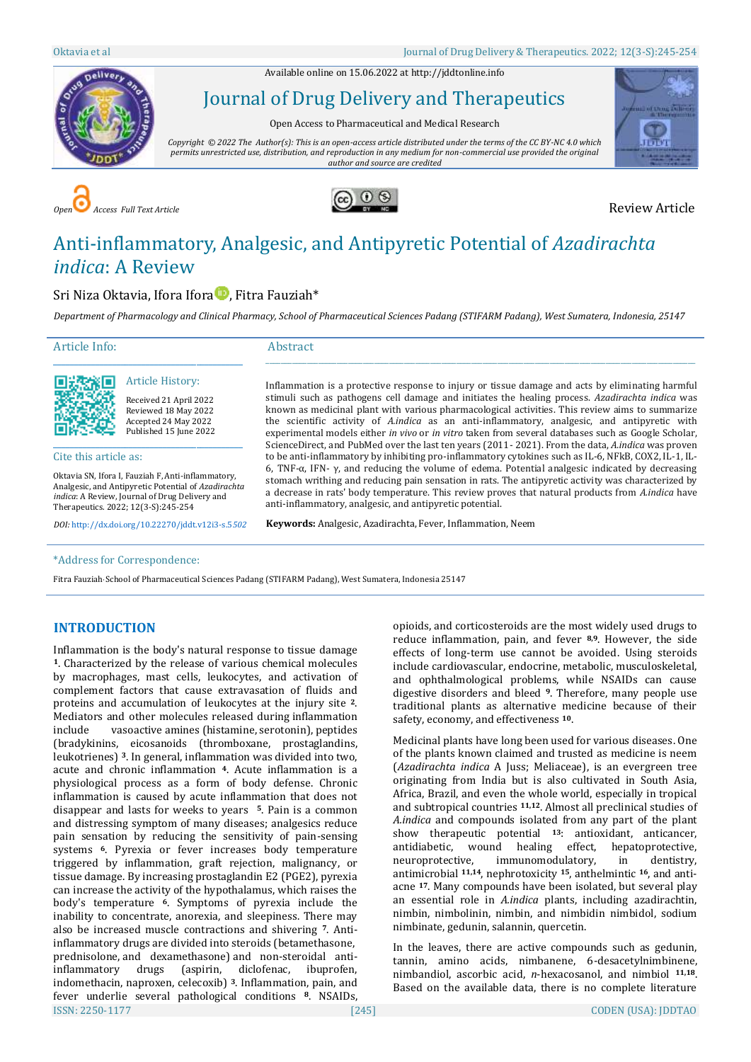Available online on 15.06.2022 at http://jddtonline.info

# Journal of Drug Delivery and Therapeutics

Open Access to Pharmaceutical and Medical Research

*Copyright © 2022 The Author(s): This is an open-access article distributed under the terms of the CC BY-NC 4.0 which permits unrestricted use, distribution, and reproduction in any medium for non-commercial use provided the original author and source are credited*

*Open Access Full Text Article*

Review Article

# Anti-inflammatory, Analgesic, and Antipyretic Potential of *Azadirachta indica*: A Review

Sri Niza Oktavia, Ifora Ifora, Fitra Fauziah*

*Department of Pharmacology and Clinical Pharmacy, School of Pharmaceutical Sciences Padang (STIFARM Padang), West Sumatera, Indonesia, 25147*

## Article Info:

**Article History:**

Received 21 April 2022
Reviewed 18 May 2022
Accepted 24 May 2022
Published 15 June 2022

**Cite this article as:**

Oktavia SN, Ifora I, Fauziah F, Anti-inflammatory, Analgesic, and Antipyretic Potential of *Azadirachta indica*: A Review, Journal of Drug Delivery and Therapeutics. 2022; 12(3-S):245-254

*DOI: http://dx.doi.org/10.22270/jddt.v12i3-s.5502*

## Abstract

Inflammation is a protective response to injury or tissue damage and acts by eliminating harmful stimuli such as pathogens cell damage and initiates the healing process. *Azadirachta indica* was known as medicinal plant with various pharmacological activities. This review aims to summarize the scientific activity of *A.indica* as an anti-inflammatory, analgesic, and antipyretic with experimental models either *in vivo* or *in vitro* taken from several databases such as Google Scholar, ScienceDirect, and PubMed over the last ten years (2011 - 2021). From the data, *A.indica* was proven to be anti-inflammatory by inhibiting pro-inflammatory cytokines such as IL-6, NFkB, COX2, IL-1, IL-6, TNF-α, IFN- γ, and reducing the volume of edema. Potential analgesic indicated by decreasing stomach writhing and reducing pain sensation in rats. The antipyretic activity was characterized by a decrease in rats' body temperature. This review proves that natural products from *A.indica* have anti-inflammatory, analgesic, and antipyretic potential.

**Keywords:** Analgesic, Azadirachta, Fever, Inflammation, Neem

*Address for Correspondence:

Fitra Fauziah, School of Pharmaceutical Sciences Padang (STIFARM Padang), West Sumatera, Indonesia 25147

## INTRODUCTION

Inflammation is the body's natural response to tissue damage [1]. Characterized by the release of various chemical molecules by macrophages, mast cells, leukocytes, and activation of complement factors that cause extravasation of fluids and proteins and accumulation of leukocytes at the injury site [2]. Mediators and other molecules released during inflammation include vasoactive amines (histamine, serotonin), peptides (bradykinins, eicosanoids (thromboxane, prostaglandins, leukotrienes) [3]. In general, inflammation was divided into two, acute and chronic inflammation [4]. Acute inflammation is a physiological process as a form of body defense. Chronic inflammation is caused by acute inflammation that does not disappear and lasts for weeks to years [5]. Pain is a common and distressing symptom of many diseases; analgesics reduce pain sensation by reducing the sensitivity of pain-sensing systems [6]. Pyrexia or fever increases body temperature triggered by inflammation, graft rejection, malignancy, or tissue damage. By increasing prostaglandin E2 (PGE2), pyrexia can increase the activity of the hypothalamus, which raises the body's temperature [6]. Symptoms of pyrexia include the inability to concentrate, anorexia, and sleepiness. There may also be increased muscle contractions and shivering [7]. Anti-inflammatory drugs are divided into steroids (betamethasone, prednisolone, and dexamethasone) and non-steroidal anti-inflammatory drugs (aspirin, diclofenac, ibuprofen, indomethacin, naproxen, celecoxib) [3]. Inflammation, pain, and fever underlie several pathological conditions [8]. NSAIDs, opioids, and corticosteroids are the most widely used drugs to reduce inflammation, pain, and fever [8,9]. However, the side effects of long-term use cannot be avoided. Using steroids include cardiovascular, endocrine, metabolic, musculoskeletal, and ophthalmological problems, while NSAIDs can cause digestive disorders and bleed [9]. Therefore, many people use traditional plants as alternative medicine because of their safety, economy, and effectiveness [10].

Medicinal plants have long been used for various diseases. One of the plants known claimed and trusted as medicine is neem (*Azadirachta indica* A Juss; Meliaceae), is an evergreen tree originating from India but is also cultivated in South Asia, Africa, Brazil, and even the whole world, especially in tropical and subtropical countries [11,12]. Almost all preclinical studies of *A.indica* and compounds isolated from any part of the plant show therapeutic potential [13]: antioxidant, anticancer, antidiabetic, wound healing effect, hepatoprotective, neuroprotective, immunomodulatory, in dentistry, antimicrobial [11,14], nephrotoxicity [15], anthelmintic [16], and anti-acne [17]. Many compounds have been isolated, but several play an essential role in *A.indica* plants, including azadirachtin, nimbin, nimbolinin, nimbin, and nimbidin nimbidol, sodium nimbinate, gedunin, salannin, quercetin.

In the leaves, there are active compounds such as gedunin, tannin, amino acids, nimbanene, 6-desacetylnimbinene, nimbandiol, ascorbic acid, *n*-hexacosanol, and nimbiol [11,18]. Based on the available data, there is no complete literature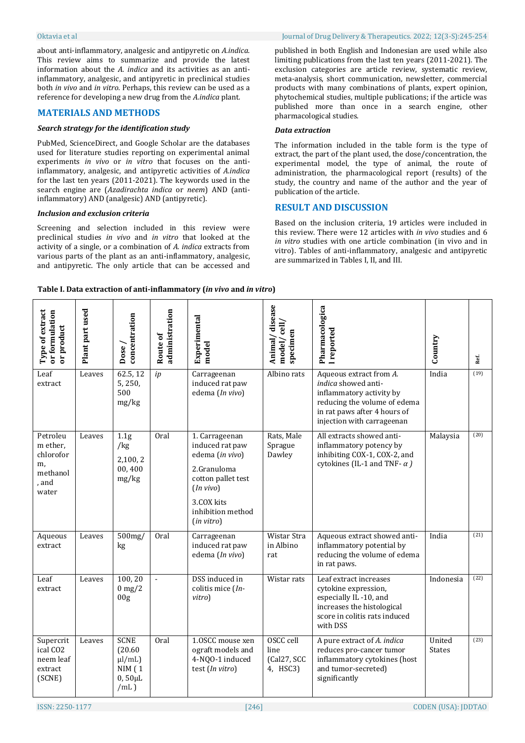about anti-inflammatory, analgesic and antipyretic on *A.indica*. This review aims to summarize and provide the latest information about the *A. indica* and its activities as an anti-inflammatory, analgesic, and antipyretic in preclinical studies both *in vivo* and *in vitro*. Perhaps, this review can be used as a reference for developing a new drug from the *A.indica* plant.

## MATERIALS AND METHODS

### *Search strategy for the identification study*

PubMed, ScienceDirect, and Google Scholar are the databases used for literature studies reporting on experimental animal experiments *in vivo* or *in vitro* that focuses on the anti-inflammatory, analgesic, and antipyretic activities of *A.indica* for the last ten years (2011-2021). The keywords used in the search engine are (*Azadirachta indica* or *neem*) AND (anti-inflammatory) AND (analgesic) AND (antipyretic).

### *Inclusion and exclusion criteria*

Screening and selection included in this review were preclinical studies *in vivo* and *in vitro* that looked at the activity of a single, or a combination of *A. indica* extracts from various parts of the plant as an anti-inflammatory, analgesic, and antipyretic. The only article that can be accessed and published in both English and Indonesian are used while also limiting publications from the last ten years (2011-2021). The exclusion categories are article review, systematic review, meta-analysis, short communication, newsletter, commercial products with many combinations of plants, expert opinion, phytochemical studies, multiple publications; if the article was published more than once in a search engine, other pharmacological studies.

### *Data extraction*

The information included in the table form is the type of extract, the part of the plant used, the dose/concentration, the experimental model, the type of animal, the route of administration, the pharmacological report (results) of the study, the country and name of the author and the year of publication of the article.

## RESULT AND DISCUSSION

Based on the inclusion criteria, 19 articles were included in this review. There were 12 articles with *in vivo* studies and 6 *in vitro* studies with one article combination (in vivo and in vitro). Tables of anti-inflammatory, analgesic and antipyretic are summarized in Tables I, II, and III.

**Table I. Data extraction of anti-inflammatory (*in vivo* and *in vitro*)**

| Type of extract or formulation or product | Plant part used | Dose / concentration | Route of administration | Experimental model | Animal/ disease model/ cell/ specimen | Pharmacological reported | Country | Ref. |
|---|---|---|---|---|---|---|---|---|
| Leaf extract | Leaves | 62.5, 125, 250, 500 mg/kg | *ip* | Carrageenan induced rat paw edema (*In vivo*) | Albino rats | Aqueous extract from *A. indica* showed anti-inflammatory activity by reducing the volume of edema in rat paws after 4 hours of injection with carrageenan | India | (19) |
| Petroleum ether, chloroform, methanol, and water | Leaves | 1.1g /kg 2,100, 200, 400 mg/kg | Oral | 1. Carrageenan induced rat paw edema (*in vivo*) 2.Granuloma cotton pallet test (*In vivo*) 3.COX kits inhibition method (*in vitro*) | Rats, Male Sprague Dawley | All extracts showed anti-inflammatory potency by inhibiting COX-1, COX-2, and cytokines (IL-1 and TNF- $\alpha$ ) | Malaysia | (20) |
| Aqueous extract | Leaves | 500mg/kg | Oral | Carrageenan induced rat paw edema (*In vivo*) | Wistar Strain Albino rat | Aqueous extract showed anti-inflammatory potential by reducing the volume of edema in rat paws. | India | (21) |
| Leaf extract | Leaves | 100, 200 mg/200g | - | DSS induced in colitis mice (*In-vitro*) | Wistar rats | Leaf extract increases cytokine expression, especially IL -10, and increases the histological score in colitis rats induced with DSS | Indonesia | (22) |
| Supercritical CO2 neem leaf extract (SCNE) | Leaves | SCNE (20.60 μl/mL) NIM ( 10, 50μL /mL ) | Oral | 1.OSCC mouse xenograft models and 4-NQO-1 induced test (*In vitro*) | OSCC cell line (Cal27, SCC4, HSC3) | A pure extract of *A. indica* reduces pro-cancer tumor inflammatory cytokines (host and tumor-secreted) significantly | United States | (23) |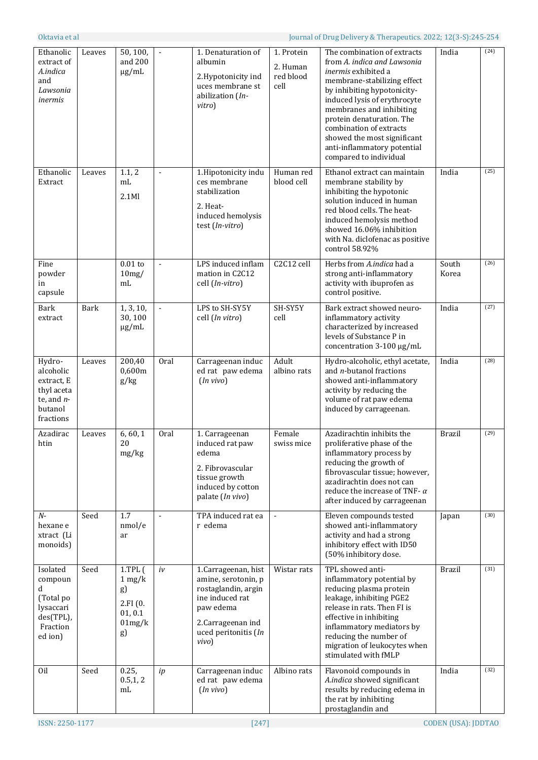| Ethanolic extract of *A.indica* and *Lawsonia inermis* | Leaves | 50, 100, and 200 µg/mL | - | 1. Denaturation of albumin 2.Hypotonicity induces membrane stabilization (*In-vitro*) | 1. Protein 2. Human red blood cell | The combination of extracts from *A. indica and Lawsonia inermis* exhibited a membrane-stabilizing effect by inhibiting hypotonicity-induced lysis of erythrocyte membranes and inhibiting protein denaturation. The combination of extracts showed the most significant anti-inflammatory potential compared to individual | India | [24] |
|---|---|---|---|---|---|---|---|---|
| Ethanolic Extract | Leaves | 1.1, 2 mL 2.1Ml | - | 1.Hipotonicity induces membrane stabilization 2. Heat-induced hemolysis test (*In-vitro*) | Human red blood cell | Ethanol extract can maintain membrane stability by inhibiting the hypotonic solution induced in human red blood cells. The heat-induced hemolysis method showed 16.06% inhibition with Na. diclofenac as positive control 58.92% | India | [25] |
| Fine powder in capsule | | 0.01 to 10mg/mL | - | LPS induced inflammation in C2C12 cell (*In-vitro*) | C2C12 cell | Herbs from *A.indica* had a strong anti-inflammatory activity with ibuprofen as control positive. | South Korea | [26] |
| Bark extract | Bark | 1, 3, 10, 30, 100 µg/mL | - | LPS to SH-SY5Y cell (*In vitro*) | SH-SY5Y cell | Bark extract showed neuro-inflammatory activity characterized by increased levels of Substance P in concentration 3-100 µg/mL | India | [27] |
| Hydro-alcoholic extract, Ethyl acetate, and *n*-butanol fractions | Leaves | 200,400,600mg/kg | Oral | Carrageenan induced rat paw edema (*In vivo*) | Adult albino rats | Hydro-alcoholic, ethyl acetate, and *n*-butanol fractions showed anti-inflammatory activity by reducing the volume of rat paw edema induced by carrageenan. | India | [28] |
| Azadirachtin | Leaves | 6, 60, 120 mg/kg | Oral | 1. Carrageenan induced rat paw edema 2. Fibrovascular tissue growth induced by cotton palate (*In vivo*) | Female swiss mice | Azadirachtin inhibits the proliferative phase of the inflammatory process by reducing the growth of fibrovascular tissue; however, azadirachtin does not can reduce the increase of TNF- $\alpha$ after induced by carrageenan | Brazil | [29] |
| *N*-hexane extract (Limonoids) | Seed | 1.7 nmol/ear | - | TPA induced rat ear edema | - | Eleven compounds tested showed anti-inflammatory activity and had a strong inhibitory effect with ID50 (50% inhibitory dose. | Japan | [30] |
| Isolated compound (Total polysaccarides(TPL), Fraction ed ion) | Seed | 1.TPL (1 mg/kg) 2.FI (0.01, 0.101mg/kg) | *iv* | 1.Carrageenan, histamine, serotonin, prostaglandin, arginine induced rat paw edema 2.Carrageenan induced peritonitis (*In vivo*) | Wistar rats | TPL showed anti-inflammatory potential by reducing plasma protein leakage, inhibiting PGE2 release in rats. Then FI is effective in inhibiting inflammatory mediators by reducing the number of migration of leukocytes when stimulated with fMLP | Brazil | [31] |
| Oil | Seed | 0.25, 0.5,1, 2 mL | *ip* | Carrageenan induced rat paw edema (*In vivo*) | Albino rats | Flavonoid compounds in *A.indica* showed significant results by reducing edema in the rat by inhibiting prostaglandin and | India | [32] |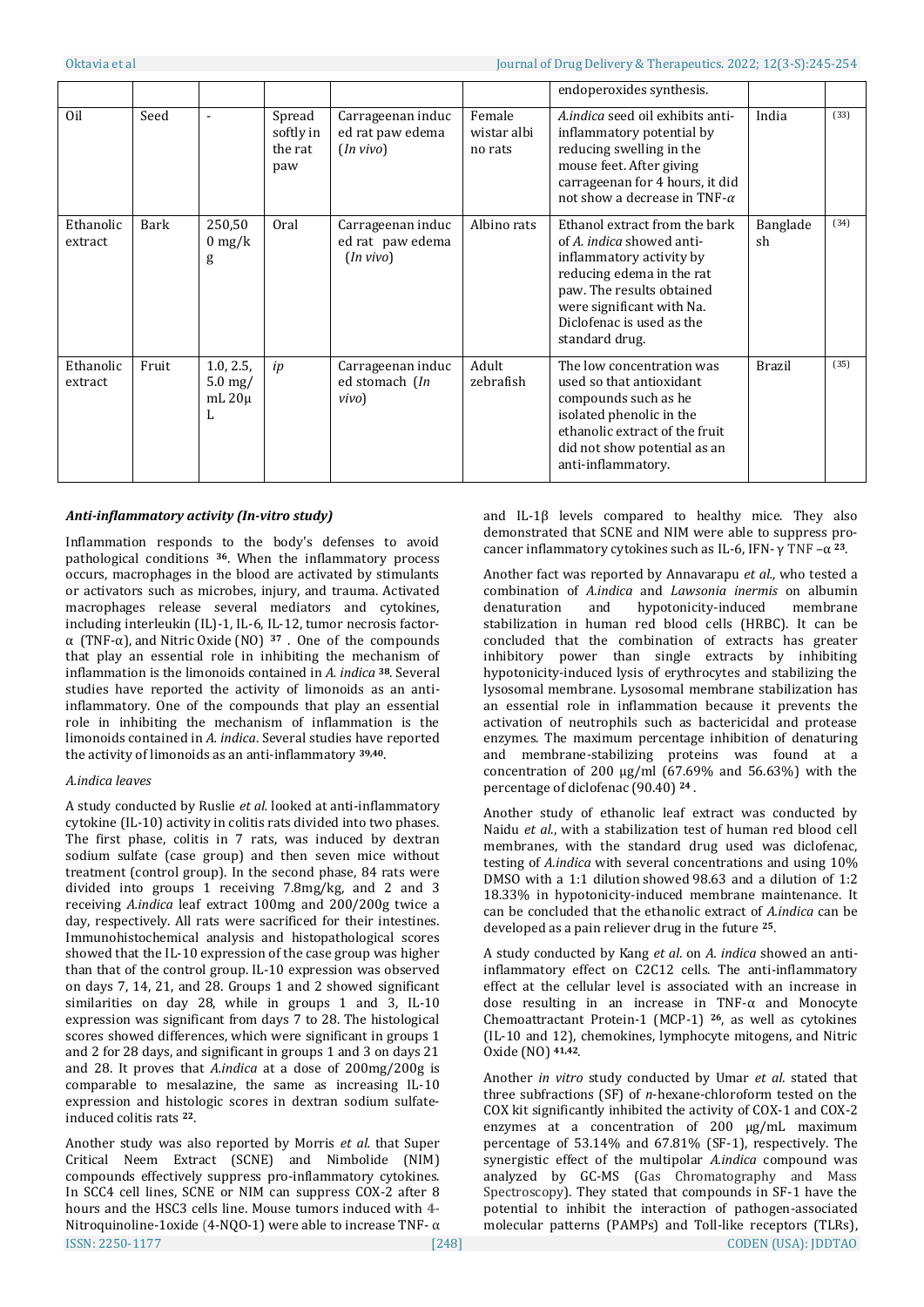| | | | | | | endoperoxides synthesis. | | |
|---|---|---|---|---|---|---|---|---|
| Oil | Seed | - | Spread softly in the rat paw | Carrageenan induced rat paw edema (*In vivo*) | Female wistar albino rats | *A.indica* seed oil exhibits anti-inflammatory potential by reducing swelling in the mouse feet. After giving carrageenan for 4 hours, it did not show a decrease in TNF-$\alpha$ | India | [33] |
| Ethanolic extract | Bark | 250,500 mg/kg | Oral | Carrageenan induced rat paw edema (*In vivo*) | Albino rats | Ethanol extract from the bark of *A. indica* showed anti-inflammatory activity by reducing edema in the rat paw. The results obtained were significant with Na. Diclofenac is used as the standard drug. | Bangladesh | [34] |
| Ethanolic extract | Fruit | 1.0, 2.5, 5.0 mg/mL 20μL | *ip* | Carrageenan induced stomach (*In vivo*) | Adult zebrafish | The low concentration was used so that antioxidant compounds such as he isolated phenolic in the ethanolic extract of the fruit did not show potential as an anti-inflammatory. | Brazil | [35] |

### *Anti-inflammatory activity (In-vitro study)*

Inflammation responds to the body's defenses to avoid pathological conditions [36]. When the inflammatory process occurs, macrophages in the blood are activated by stimulants or activators such as microbes, injury, and trauma. Activated macrophages release several mediators and cytokines, including interleukin (IL)-1, IL-6, IL-12, tumor necrosis factor-α (TNF-α), and Nitric Oxide (NO) [37] . One of the compounds that play an essential role in inhibiting the mechanism of inflammation is the limonoids contained in *A. indica* [38]. Several studies have reported the activity of limonoids as an anti-inflammatory. One of the compounds that play an essential role in inhibiting the mechanism of inflammation is the limonoids contained in *A. indica*. Several studies have reported the activity of limonoids as an anti-inflammatory [39,40].

*A.indica leaves*

A study conducted by Ruslie *et al.* looked at anti-inflammatory cytokine (IL-10) activity in colitis rats divided into two phases. The first phase, colitis in 7 rats, was induced by dextran sodium sulfate (case group) and then seven mice without treatment (control group). In the second phase, 84 rats were divided into groups 1 receiving 7.8mg/kg, and 2 and 3 receiving *A.indica* leaf extract 100mg and 200/200g twice a day, respectively. All rats were sacrificed for their intestines. Immunohistochemical analysis and histopathological scores showed that the IL-10 expression of the case group was higher than that of the control group. IL-10 expression was observed on days 7, 14, 21, and 28. Groups 1 and 2 showed significant similarities on day 28, while in groups 1 and 3, IL-10 expression was significant from days 7 to 28. The histological scores showed differences, which were significant in groups 1 and 2 for 28 days, and significant in groups 1 and 3 on days 21 and 28. It proves that *A.indica* at a dose of 200mg/200g is comparable to mesalazine, the same as increasing IL-10 expression and histologic scores in dextran sodium sulfate-induced colitis rats [22].

Another study was also reported by Morris *et al.* that Super Critical Neem Extract (SCNE) and Nimbolide (NIM) compounds effectively suppress pro-inflammatory cytokines. In SCC4 cell lines, SCNE or NIM can suppress COX-2 after 8 hours and the HSC3 cells line. Mouse tumors induced with 4-Nitroquinoline-1oxide (4-NQO-1) were able to increase TNF- α and IL-1β levels compared to healthy mice. They also demonstrated that SCNE and NIM were able to suppress pro-cancer inflammatory cytokines such as IL-6, IFN- γ TNF –α [23].

Another fact was reported by Annavarapu *et al.,* who tested a combination of *A.indica* and *Lawsonia inermis* on albumin denaturation and hypotonicity-induced membrane stabilization in human red blood cells (HRBC). It can be concluded that the combination of extracts has greater inhibitory power than single extracts by inhibiting hypotonicity-induced lysis of erythrocytes and stabilizing the lysosomal membrane. Lysosomal membrane stabilization has an essential role in inflammation because it prevents the activation of neutrophils such as bactericidal and protease enzymes. The maximum percentage inhibition of denaturing and membrane-stabilizing proteins was found at a concentration of 200 μg/ml (67.69% and 56.63%) with the percentage of diclofenac (90.40) [24] .

Another study of ethanolic leaf extract was conducted by Naidu *et al.*, with a stabilization test of human red blood cell membranes, with the standard drug used was diclofenac, testing of *A.indica* with several concentrations and using 10% DMSO with a 1:1 dilution showed 98.63 and a dilution of 1:2 18.33% in hypotonicity-induced membrane maintenance. It can be concluded that the ethanolic extract of *A.indica* can be developed as a pain reliever drug in the future [25].

A study conducted by Kang *et al.* on *A. indica* showed an anti-inflammatory effect on C2C12 cells. The anti-inflammatory effect at the cellular level is associated with an increase in dose resulting in an increase in TNF-α and Monocyte Chemoattractant Protein-1 (MCP-1) [26], as well as cytokines (IL-10 and 12), chemokines, lymphocyte mitogens, and Nitric Oxide (NO) [41,42].

Another *in vitro* study conducted by Umar *et al.* stated that three subfractions (SF) of *n*-hexane-chloroform tested on the COX kit significantly inhibited the activity of COX-1 and COX-2 enzymes at a concentration of 200 μg/mL maximum percentage of 53.14% and 67.81% (SF-1), respectively. The synergistic effect of the multipolar *A.indica* compound was analyzed by GC-MS (Gas Chromatography and Mass Spectroscopy). They stated that compounds in SF-1 have the potential to inhibit the interaction of pathogen-associated molecular patterns (PAMPs) and Toll-like receptors (TLRs),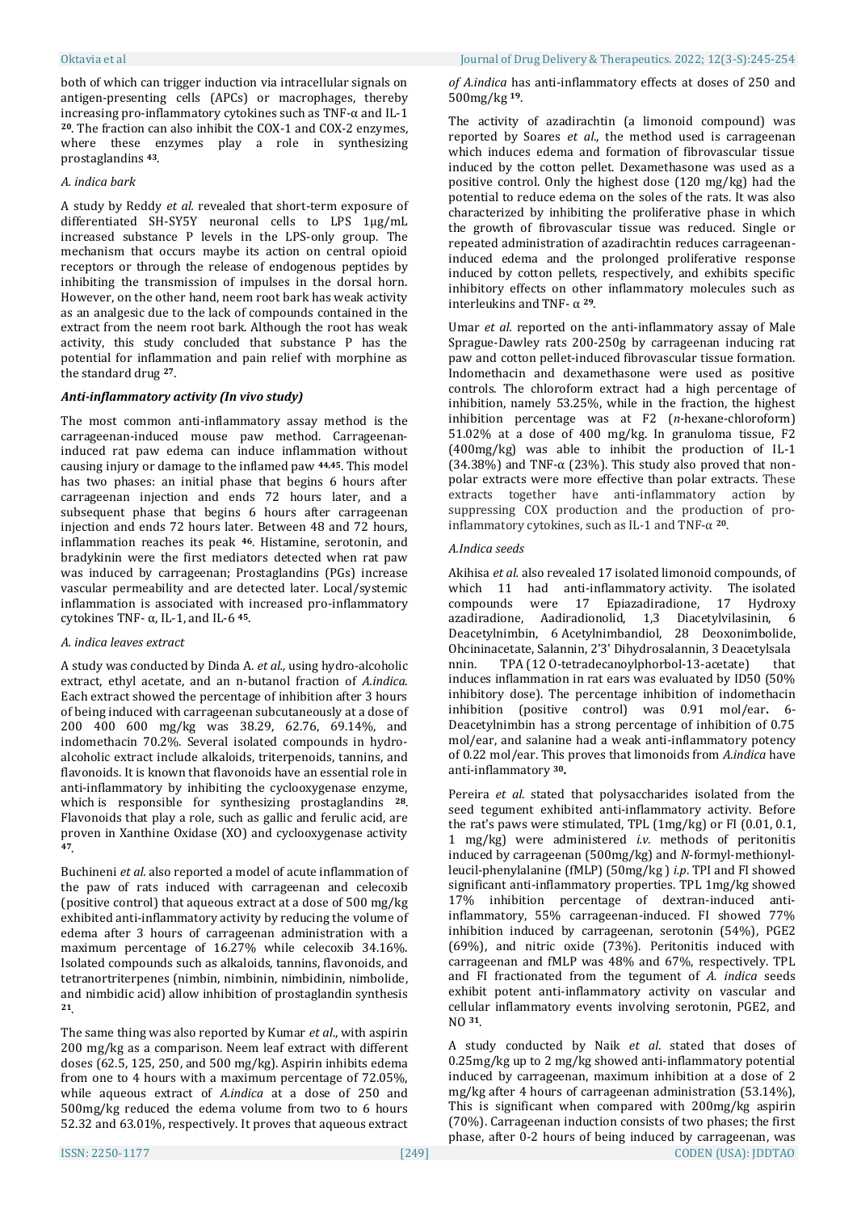both of which can trigger induction via intracellular signals on antigen-presenting cells (APCs) or macrophages, thereby increasing pro-inflammatory cytokines such as TNF-α and IL-1 [20]. The fraction can also inhibit the COX-1 and COX-2 enzymes, where these enzymes play a role in synthesizing prostaglandins [43].

*A. indica bark*

A study by Reddy *et al.* revealed that short-term exposure of differentiated SH-SY5Y neuronal cells to LPS 1µg/mL increased substance P levels in the LPS-only group. The mechanism that occurs maybe its action on central opioid receptors or through the release of endogenous peptides by inhibiting the transmission of impulses in the dorsal horn. However, on the other hand, neem root bark has weak activity as an analgesic due to the lack of compounds contained in the extract from the neem root bark. Although the root has weak activity, this study concluded that substance P has the potential for inflammation and pain relief with morphine as the standard drug [27].

### *Anti-inflammatory activity (In vivo study)*

The most common anti-inflammatory assay method is the carrageenan-induced mouse paw method. Carrageenan-induced rat paw edema can induce inflammation without causing injury or damage to the inflamed paw [44,45]. This model has two phases: an initial phase that begins 6 hours after carrageenan injection and ends 72 hours later, and a subsequent phase that begins 6 hours after carrageenan injection and ends 72 hours later. Between 48 and 72 hours, inflammation reaches its peak [46]. Histamine, serotonin, and bradykinin were the first mediators detected when rat paw was induced by carrageenan; Prostaglandins (PGs) increase vascular permeability and are detected later. Local/systemic inflammation is associated with increased pro-inflammatory cytokines TNF- α, IL-1, and IL-6 [45].

*A. indica leaves extract*

A study was conducted by Dinda A. *et al.*, using hydro-alcoholic extract, ethyl acetate, and an n-butanol fraction of *A.indica*. Each extract showed the percentage of inhibition after 3 hours of being induced with carrageenan subcutaneously at a dose of 200 400 600 mg/kg was 38.29, 62.76, 69.14%, and indomethacin 70.2%. Several isolated compounds in hydro-alcoholic extract include alkaloids, triterpenoids, tannins, and flavonoids. It is known that flavonoids have an essential role in anti-inflammatory by inhibiting the cyclooxygenase enzyme, which is responsible for synthesizing prostaglandins [28]. Flavonoids that play a role, such as gallic and ferulic acid, are proven in Xanthine Oxidase (XO) and cyclooxygenase activity [47].

Buchineni *et al.* also reported a model of acute inflammation of the paw of rats induced with carrageenan and celecoxib (positive control) that aqueous extract at a dose of 500 mg/kg exhibited anti-inflammatory activity by reducing the volume of edema after 3 hours of carrageenan administration with a maximum percentage of 16.27% while celecoxib 34.16%. Isolated compounds such as alkaloids, tannins, flavonoids, and tetranortriterpenes (nimbin, nimbinin, nimbidinin, nimbolide, and nimbidic acid) allow inhibition of prostaglandin synthesis [21].

The same thing was also reported by Kumar *et al*., with aspirin 200 mg/kg as a comparison. Neem leaf extract with different doses (62.5, 125, 250, and 500 mg/kg). Aspirin inhibits edema from one to 4 hours with a maximum percentage of 72.05%, while aqueous extract of *A.indica* at a dose of 250 and 500mg/kg reduced the edema volume from two to 6 hours 52.32 and 63.01%, respectively. It proves that aqueous extract *of A.indica* has anti-inflammatory effects at doses of 250 and 500mg/kg [19].

The activity of azadirachtin (a limonoid compound) was reported by Soares *et al*., the method used is carrageenan which induces edema and formation of fibrovascular tissue induced by the cotton pellet. Dexamethasone was used as a positive control. Only the highest dose (120 mg/kg) had the potential to reduce edema on the soles of the rats. It was also characterized by inhibiting the proliferative phase in which the growth of fibrovascular tissue was reduced. Single or repeated administration of azadirachtin reduces carrageenan-induced edema and the prolonged proliferative response induced by cotton pellets, respectively, and exhibits specific inhibitory effects on other inflammatory molecules such as interleukins and TNF- α [29].

Umar *et al.* reported on the anti-inflammatory assay of Male Sprague-Dawley rats 200-250g by carrageenan inducing rat paw and cotton pellet-induced fibrovascular tissue formation. Indomethacin and dexamethasone were used as positive controls. The chloroform extract had a high percentage of inhibition, namely 53.25%, while in the fraction, the highest inhibition percentage was at F2 (*n*-hexane-chloroform) 51.02% at a dose of 400 mg/kg. In granuloma tissue, F2 (400mg/kg) was able to inhibit the production of IL-1 (34.38%) and TNF-α (23%). This study also proved that non-polar extracts were more effective than polar extracts. These extracts together have anti-inflammatory action by suppressing COX production and the production of pro-inflammatory cytokines, such as IL-1 and TNF-α [20].

*A.Indica seeds*

Akihisa *et al.* also revealed 17 isolated limonoid compounds, of which 11 had anti-inflammatory activity. The isolated compounds were 17 Epiazadiradione, 17 Hydroxy azadiradione, Aadiradionolid, 1,3 Diacetylvilasinin, 6 Deacetylnimbin, 6 Acetylnimbandiol, 28 Deoxonimbolide, Ohcininacetate, Salannin, 2'3' Dihydrosalannin, 3 Deacetylsala nnin. TPA (12 O-tetradecanoylphorbol-13-acetate) that induces inflammation in rat ears was evaluated by ID50 (50% inhibitory dose). The percentage inhibition of indomethacin inhibition (positive control) was 0.91 mol/ear**.** 6-Deacetylnimbin has a strong percentage of inhibition of 0.75 mol/ear, and salanine had a weak anti-inflammatory potency of 0.22 mol/ear. This proves that limonoids from *A.indica* have anti-inflammatory [30]**.**

Pereira *et al*. stated that polysaccharides isolated from the seed tegument exhibited anti-inflammatory activity. Before the rat's paws were stimulated, TPL (1mg/kg) or FI (0.01, 0.1, 1 mg/kg) were administered *i.v.* methods of peritonitis induced by carrageenan (500mg/kg) and *N*-formyl-methionyl-leucil-phenylalanine (fMLP) (50mg/kg ) *i.p*. TPI and FI showed significant anti-inflammatory properties. TPL 1mg/kg showed 17% inhibition percentage of dextran-induced anti-inflammatory, 55% carrageenan-induced. FI showed 77% inhibition induced by carrageenan, serotonin (54%), PGE2 (69%), and nitric oxide (73%). Peritonitis induced with carrageenan and fMLP was 48% and 67%, respectively. TPL and FI fractionated from the tegument of *A. indica* seeds exhibit potent anti-inflammatory activity on vascular and cellular inflammatory events involving serotonin, PGE2, and NO [31].

A study conducted by Naik *et al*. stated that doses of 0.25mg/kg up to 2 mg/kg showed anti-inflammatory potential induced by carrageenan, maximum inhibition at a dose of 2 mg/kg after 4 hours of carrageenan administration (53.14%), This is significant when compared with 200mg/kg aspirin (70%). Carrageenan induction consists of two phases; the first phase, after 0-2 hours of being induced by carrageenan, was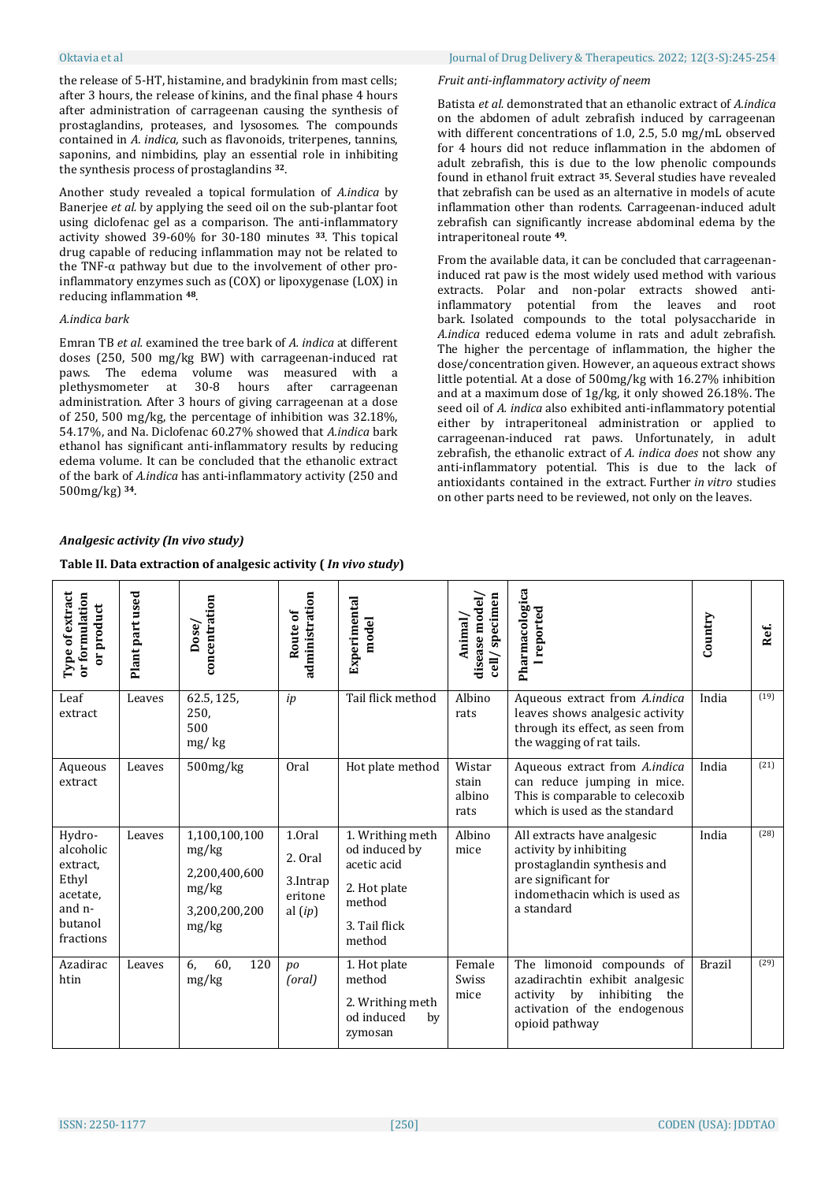the release of 5-HT, histamine, and bradykinin from mast cells; after 3 hours, the release of kinins, and the final phase 4 hours after administration of carrageenan causing the synthesis of prostaglandins, proteases, and lysosomes. The compounds contained in *A. indica,* such as flavonoids, triterpenes, tannins, saponins, and nimbidins, play an essential role in inhibiting the synthesis process of prostaglandins [32].

Another study revealed a topical formulation of *A.indica* by Banerjee *et al.* by applying the seed oil on the sub-plantar foot using diclofenac gel as a comparison. The anti-inflammatory activity showed 39-60% for 30-180 minutes [33]. This topical drug capable of reducing inflammation may not be related to the TNF-α pathway but due to the involvement of other pro-inflammatory enzymes such as (COX) or lipoxygenase (LOX) in reducing inflammation [48].

*A.indica bark*

Emran TB *et al.* examined the tree bark of *A. indica* at different doses (250, 500 mg/kg BW) with carrageenan-induced rat paws. The edema volume was measured with a plethysmometer at 30-8 hours after carrageenan administration. After 3 hours of giving carrageenan at a dose of 250, 500 mg/kg, the percentage of inhibition was 32.18%, 54.17%, and Na. Diclofenac 60.27% showed that *A.indica* bark ethanol has significant anti-inflammatory results by reducing edema volume. It can be concluded that the ethanolic extract of the bark of *A.indica* has anti-inflammatory activity (250 and 500mg/kg) [34].

*Fruit anti-inflammatory activity of neem*

Batista *et al.* demonstrated that an ethanolic extract of *A.indica* on the abdomen of adult zebrafish induced by carrageenan with different concentrations of 1.0, 2.5, 5.0 mg/mL observed for 4 hours did not reduce inflammation in the abdomen of adult zebrafish, this is due to the low phenolic compounds found in ethanol fruit extract [35]. Several studies have revealed that zebrafish can be used as an alternative in models of acute inflammation other than rodents. Carrageenan-induced adult zebrafish can significantly increase abdominal edema by the intraperitoneal route [49].

From the available data, it can be concluded that carrageenan-induced rat paw is the most widely used method with various extracts. Polar and non-polar extracts showed anti-inflammatory potential from the leaves and root bark. Isolated compounds to the total polysaccharide in *A.indica* reduced edema volume in rats and adult zebrafish. The higher the percentage of inflammation, the higher the dose/concentration given. However, an aqueous extract shows little potential. At a dose of 500mg/kg with 16.27% inhibition and at a maximum dose of 1g/kg, it only showed 26.18%. The seed oil of *A. indica* also exhibited anti-inflammatory potential either by intraperitoneal administration or applied to carrageenan-induced rat paws. Unfortunately, in adult zebrafish, the ethanolic extract of *A. indica does* not show any anti-inflammatory potential. This is due to the lack of antioxidants contained in the extract. Further *in vitro* studies on other parts need to be reviewed, not only on the leaves.

***Analgesic activity (In vivo study)***

**Table II. Data extraction of analgesic activity ( *In vivo study*)**

| Type of extract or formulation or product | Plant part used | Dose/ concentration | Route of administration | Experimental model | Animal/ disease model/ cell/ specimen | Pharmacological reported | Country | Ref. |
|---|---|---|---|---|---|---|---|---|
| Leaf extract | Leaves | 62.5, 125, 250, 500 mg/ kg | *ip* | Tail flick method | Albino rats | Aqueous extract from *A.indica* leaves shows analgesic activity through its effect, as seen from the wagging of rat tails. | India | (19) |
| Aqueous extract | Leaves | 500mg/kg | Oral | Hot plate method | Wistar stain albino rats | Aqueous extract from *A.indica* can reduce jumping in mice. This is comparable to celecoxib which is used as the standard | India | (21) |
| Hydro-alcoholic extract, Ethyl acetate, and n-butanol fractions | Leaves | 1,100,100,100 mg/kg<br>2,200,400,600 mg/kg<br>3,200,200,200 mg/kg | 1.Oral<br>2. Oral<br>3.Intraperitoneal (*ip*) | 1. Writhing method induced by acetic acid<br>2. Hot plate method<br>3. Tail flick method | Albino mice | All extracts have analgesic activity by inhibiting prostaglandin synthesis and are significant for indomethacin which is used as a standard | India | (28) |
| Azadirachtin | Leaves | 6, 60, 120 mg/kg | *po (oral)* | 1. Hot plate method<br>2. Writhing method induced by zymosan | Female Swiss mice | The limonoid compounds of azadirachtin exhibit analgesic activity by inhibiting the activation of the endogenous opioid pathway | Brazil | (29) |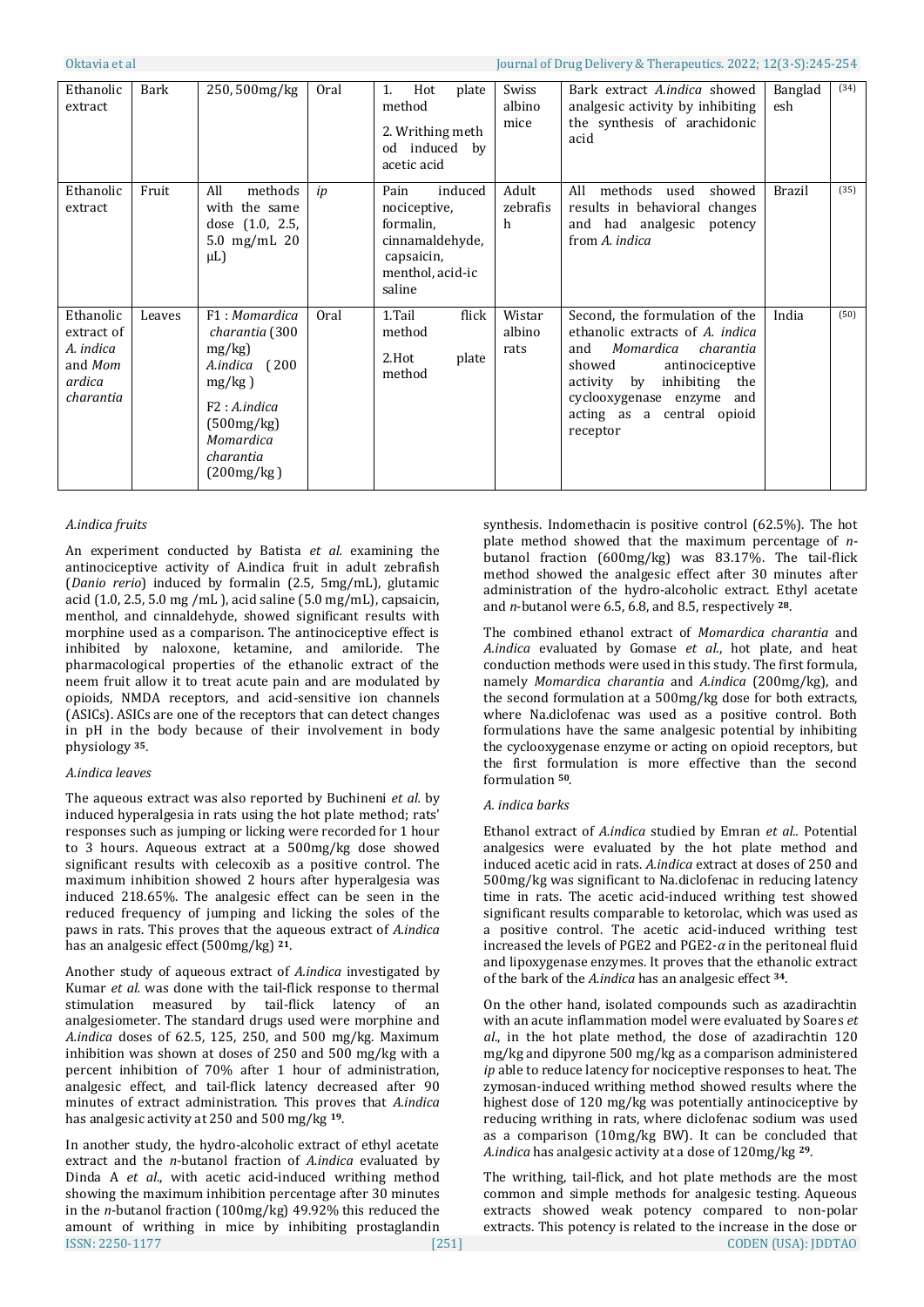| Ethanolic extract | Bark | 250, 500mg/kg | Oral | 1. Hot plate method<br>2. Writhing method induced by acetic acid | Swiss albino mice | Bark extract *A.indica* showed analgesic activity by inhibiting the synthesis of arachidonic acid | Bangladesh | (34) |
|---|---|---|---|---|---|---|---|---|
| Ethanolic extract | Fruit | All methods with the same dose (1.0, 2.5, 5.0 mg/mL 20 μL) | *ip* | Pain induced nociceptive, formalin, cinnamaldehyde, capsaicin, menthol, acid-ic saline | Adult zebrafish | All methods used showed results in behavioral changes and had analgesic potency from *A. indica* | Brazil | (35) |
| Ethanolic extract of *A. indica* and *Momardica charantia* | Leaves | F1 : *Momardica charantia* (300 mg/kg) *A.indica* (200 mg/kg )<br>F2 : *A.indica* (500mg/kg) *Momardica charantia* (200mg/kg ) | Oral | 1.Tail flick method<br>2.Hot plate method | Wistar albino rats | Second, the formulation of the ethanolic extracts of *A. indica* and *Momardica charantia* showed antinociceptive activity by inhibiting the cyclooxygenase enzyme and acting as a central opioid receptor | India | (50) |

*A.indica fruits*

An experiment conducted by Batista *et al.* examining the antinociceptive activity of A.indica fruit in adult zebrafish (*Danio rerio*) induced by formalin (2.5, 5mg/mL), glutamic acid (1.0, 2.5, 5.0 mg /mL ), acid saline (5.0 mg/mL), capsaicin, menthol, and cinnaldehyde, showed significant results with morphine used as a comparison. The antinociceptive effect is inhibited by naloxone, ketamine, and amiloride. The pharmacological properties of the ethanolic extract of the neem fruit allow it to treat acute pain and are modulated by opioids, NMDA receptors, and acid-sensitive ion channels (ASICs). ASICs are one of the receptors that can detect changes in pH in the body because of their involvement in body physiology [35].

*A.indica leaves*

The aqueous extract was also reported by Buchineni *et al.* by induced hyperalgesia in rats using the hot plate method; rats' responses such as jumping or licking were recorded for 1 hour to 3 hours. Aqueous extract at a 500mg/kg dose showed significant results with celecoxib as a positive control. The maximum inhibition showed 2 hours after hyperalgesia was induced 218.65%. The analgesic effect can be seen in the reduced frequency of jumping and licking the soles of the paws in rats. This proves that the aqueous extract of *A.indica* has an analgesic effect (500mg/kg) [21].

Another study of aqueous extract of *A.indica* investigated by Kumar *et al.* was done with the tail-flick response to thermal stimulation measured by tail-flick latency of an analgesiometer. The standard drugs used were morphine and *A.indica* doses of 62.5, 125, 250, and 500 mg/kg. Maximum inhibition was shown at doses of 250 and 500 mg/kg with a percent inhibition of 70% after 1 hour of administration, analgesic effect, and tail-flick latency decreased after 90 minutes of extract administration. This proves that *A.indica* has analgesic activity at 250 and 500 mg/kg [19].

In another study, the hydro-alcoholic extract of ethyl acetate extract and the *n*-butanol fraction of *A.indica* evaluated by Dinda A *et al.*, with acetic acid-induced writhing method showing the maximum inhibition percentage after 30 minutes in the *n*-butanol fraction (100mg/kg) 49.92% this reduced the amount of writhing in mice by inhibiting prostaglandin synthesis. Indomethacin is positive control (62.5%). The hot plate method showed that the maximum percentage of *n*-butanol fraction (600mg/kg) was 83.17%. The tail-flick method showed the analgesic effect after 30 minutes after administration of the hydro-alcoholic extract. Ethyl acetate and *n*-butanol were 6.5, 6.8, and 8.5, respectively [28].

The combined ethanol extract of *Momardica charantia* and *A.indica* evaluated by Gomase *et al.*, hot plate, and heat conduction methods were used in this study. The first formula, namely *Momardica charantia* and *A.indica* (200mg/kg), and the second formulation at a 500mg/kg dose for both extracts, where Na.diclofenac was used as a positive control. Both formulations have the same analgesic potential by inhibiting the cyclooxygenase enzyme or acting on opioid receptors, but the first formulation is more effective than the second formulation [50].

*A. indica barks*

Ethanol extract of *A.indica* studied by Emran *et al.*. Potential analgesics were evaluated by the hot plate method and induced acetic acid in rats. *A.indica* extract at doses of 250 and 500mg/kg was significant to Na.diclofenac in reducing latency time in rats. The acetic acid-induced writhing test showed significant results comparable to ketorolac, which was used as a positive control. The acetic acid-induced writhing test increased the levels of PGE2 and PGE2-$\alpha$ in the peritoneal fluid and lipoxygenase enzymes. It proves that the ethanolic extract of the bark of the *A.indica* has an analgesic effect [34].

On the other hand, isolated compounds such as azadirachtin with an acute inflammation model were evaluated by Soares *et al.*, in the hot plate method, the dose of azadirachtin 120 mg/kg and dipyrone 500 mg/kg as a comparison administered *ip* able to reduce latency for nociceptive responses to heat. The zymosan-induced writhing method showed results where the highest dose of 120 mg/kg was potentially antinociceptive by reducing writhing in rats, where diclofenac sodium was used as a comparison (10mg/kg BW). It can be concluded that *A.indica* has analgesic activity at a dose of 120mg/kg [29].

The writhing, tail-flick, and hot plate methods are the most common and simple methods for analgesic testing. Aqueous extracts showed weak potency compared to non-polar extracts. This potency is related to the increase in the dose or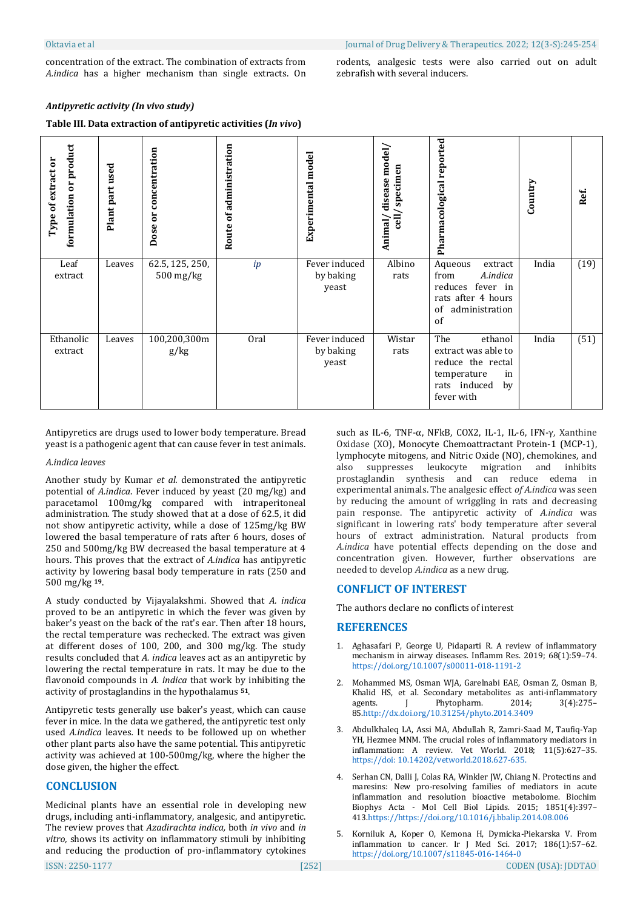concentration of the extract. The combination of extracts from *A.indica* has a higher mechanism than single extracts. On rodents, analgesic tests were also carried out on adult zebrafish with several inducers.

### *Antipyretic activity (In vivo study)*

**Table III. Data extraction of antipyretic activities (*In vivo*)**

| Type of extract or formulation or product | Plant part used | Dose or concentration | Route of administration | Experimental model | Animal/ disease model/ cell/ specimen | Pharmacological reported | Country | Ref. |
|---|---|---|---|---|---|---|---|---|
| Leaf extract | Leaves | 62.5, 125, 250, 500 mg/kg | *ip* | Fever induced by baking yeast | Albino rats | Aqueous extract from *A.indica* reduces fever in rats after 4 hours of administration of | India | (19) |
| Ethanolic extract | Leaves | 100,200,300mg/kg | Oral | Fever induced by baking yeast | Wistar rats | The ethanol extract was able to reduce the rectal temperature in rats induced by fever with | India | (51) |

Antipyretics are drugs used to lower body temperature. Bread yeast is a pathogenic agent that can cause fever in test animals.

*A.indica leaves*

Another study by Kumar *et al.* demonstrated the antipyretic potential of *A.indica*. Fever induced by yeast (20 mg/kg) and paracetamol 100mg/kg compared with intraperitoneal administration. The study showed that at a dose of 62.5, it did not show antipyretic activity, while a dose of 125mg/kg BW lowered the basal temperature of rats after 6 hours, doses of 250 and 500mg/kg BW decreased the basal temperature at 4 hours. This proves that the extract of *A.indica* has antipyretic activity by lowering basal body temperature in rats (250 and 500 mg/kg [19].

A study conducted by Vijayalakshmi. Showed that *A. indica* proved to be an antipyretic in which the fever was given by baker's yeast on the back of the rat's ear. Then after 18 hours, the rectal temperature was rechecked. The extract was given at different doses of 100, 200, and 300 mg/kg. The study results concluded that *A. indica* leaves act as an antipyretic by lowering the rectal temperature in rats. It may be due to the flavonoid compounds in *A. indica* that work by inhibiting the activity of prostaglandins in the hypothalamus [51].

Antipyretic tests generally use baker's yeast, which can cause fever in mice. In the data we gathered, the antipyretic test only used *A.indica* leaves. It needs to be followed up on whether other plant parts also have the same potential. This antipyretic activity was achieved at 100-500mg/kg, where the higher the dose given, the higher the effect.

## CONCLUSION

Medicinal plants have an essential role in developing new drugs, including anti-inflammatory, analgesic, and antipyretic. The review proves that *Azadirachta indica,* both *in vivo* and *in vitro,* shows its activity on inflammatory stimuli by inhibiting and reducing the production of pro-inflammatory cytokines such as IL-6, TNF-α, NFkB, COX2, IL-1, IL-6, IFN-γ, Xanthine Oxidase (XO), Monocyte Chemoattractant Protein-1 (MCP-1), lymphocyte mitogens, and Nitric Oxide (NO), chemokines, and also suppresses leukocyte migration and inhibits prostaglandin synthesis and can reduce edema in experimental animals. The analgesic effect *of A.indica* was seen by reducing the amount of wriggling in rats and decreasing pain response. The antipyretic activity of *A.indica* was significant in lowering rats' body temperature after several hours of extract administration. Natural products from *A.indica* have potential effects depending on the dose and concentration given. However, further observations are needed to develop *A.indica* as a new drug.

## CONFLICT OF INTEREST

The authors declare no conflicts of interest

## REFERENCES

1. Aghasafari P, George U, Pidaparti R. A review of inflammatory mechanism in airway diseases. Inflamm Res. 2019; 68(1):59–74. https://doi.org/10.1007/s00011-018-1191-2
2. Mohammed MS, Osman WJA, Garelnabi EAE, Osman Z, Osman B, Khalid HS, et al. Secondary metabolites as anti-inflammatory agents. J Phytopharm. 2014; 3(4):275–85.http://dx.doi.org/10.31254/phyto.2014.3409
3. Abdulkhaleq LA, Assi MA, Abdullah R, Zamri-Saad M, Taufiq-Yap YH, Hezmee MNM. The crucial roles of inflammatory mediators in inflammation: A review. Vet World. 2018; 11(5):627–35. https://doi: 10.14202/vetworld.2018.627-635.
4. Serhan CN, Dalli J, Colas RA, Winkler JW, Chiang N. Protectins and maresins: New pro-resolving families of mediators in acute inflammation and resolution bioactive metabolome. Biochim Biophys Acta - Mol Cell Biol Lipids. 2015; 1851(4):397–413.https://https://doi.org/10.1016/j.bbalip.2014.08.006
5. Korniluk A, Koper O, Kemona H, Dymicka-Piekarska V. From inflammation to cancer. Ir J Med Sci. 2017; 186(1):57–62. https://doi.org/10.1007/s11845-016-1464-0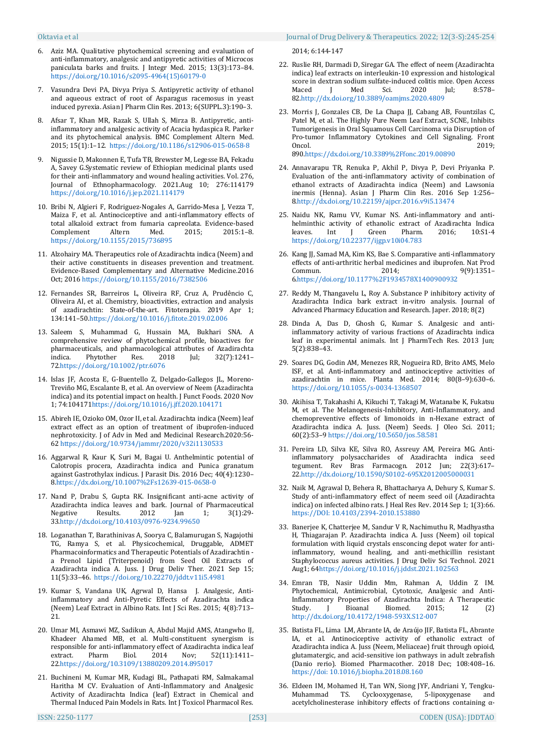6. Aziz MA. Qualitative phytochemical screening and evaluation of anti-inflammatory, analgesic and antipyretic activities of Microcos paniculata barks and fruits. J Integr Med. 2015; 13(3):173–84. https://doi.org/10.1016/s2095-4964(15)60179-0

7. Vasundra Devi PA, Divya Priya S. Antipyretic activity of ethanol and aqueous extract of root of Asparagus racemosus in yeast induced pyrexia. Asian J Pharm Clin Res. 2013; 6(SUPPL.3):190–3.

8. Afsar T, Khan MR, Razak S, Ullah S, Mirza B. Antipyretic, anti-inflammatory and analgesic activity of Acacia hydaspica R. Parker and its phytochemical analysis. BMC Complement Altern Med. 2015; 15(1):1–12. https://doi.org/10.1186/s12906-015-0658-8

9. Nigussie D, Makonnen E, Tufa TB, Brewster M, Legesse BA, Fekadu A, Savey G.Systematic review of Ethiopian medicinal plants used for their anti-inflammatory and wound healing activities. Vol. 276, Journal of Ethnopharmacology. 2021.Aug 10; 276:114179 https://doi.org/10.1016/j.jep.2021.114179

10. Bribi N, Algieri F, Rodriguez-Nogales A, Garrido-Mesa J, Vezza T, Maiza F, et al. Antinociceptive and anti-inflammatory effects of total alkaloid extract from fumaria capreolata. Evidence-based Complement Altern Med. 2015; 2015:1–8. https://doi.org/10.1155/2015/736895

11. Alzohairy MA. Therapeutics role of Azadirachta indica (Neem) and their active constituents in diseases prevention and treatment. Evidence-Based Complementary and Alternative Medicine.2016 Oct; 2016 https://doi.org/10.1155/2016/7382506

12. Fernandes SR, Barreiros L, Oliveira RF, Cruz A, Prudêncio C, Oliveira AI, et al. Chemistry, bioactivities, extraction and analysis of azadirachtin: State-of-the-art. Fitoterapia. 2019 Apr 1; 134:141–50.https://doi.org/10.1016/j.fitote.2019.02.006

13. Saleem S, Muhammad G, Hussain MA, Bukhari SNA. A comprehensive review of phytochemical profile, bioactives for pharmaceuticals, and pharmacological attributes of Azadirachta indica. Phytother Res. 2018 Jul; 32(7):1241–72.https://doi.org/10.1002/ptr.6076

14. Islas JF, Acosta E, G-Buentello Z, Delgado-Gallegos JL, Moreno-Treviño MG, Escalante B, et al. An overview of Neem (Azadirachta indica) and its potential impact on health. J Funct Foods. 2020 Nov 1; 74:104171https://doi.org/10.1016/j.jff.2020.104171

15. Abireh IE, Ozioko OM, Ozor II, et al. Azadirachta indica (Neem) leaf extract effect as an option of treatment of ibuprofen-induced nephrotoxicity. J of Adv in Med and Medicinal Research.2020:56-62 https://doi.org/10.9734/jammr/2020/v32i1130533

16. Aggarwal R, Kaur K, Suri M, Bagai U. Anthelmintic potential of Calotropis procera, Azadirachta indica and Punica granatum against Gastrothylax indicus. J Parasit Dis. 2016 Dec; 40(4):1230–8.https://dx.doi.org/10.1007%2Fs12639-015-0658-0

17. Nand P, Drabu S, Gupta RK. Insignificant anti-acne activity of Azadirachta indica leaves and bark. Journal of Pharmaceutical Negative Results. 2012 Jan 1; 3(1):29-33.http://dx.doi.org/10.4103/0976-9234.99650

18. Loganathan T, Barathinivas A, Soorya C, Balamurugan S, Nagajothi TG, Ramya S, et al. Physicochemical, Druggable, ADMET Pharmacoinformatics and Therapeutic Potentials of Azadirachtin - a Prenol Lipid (Triterpenoid) from Seed Oil Extracts of Azadirachta indica A. Juss. J Drug Deliv Ther. 2021 Sep 15; 11(5):33–46. https://doi.org/10.22270/jddt.v11i5.4981

19. Kumar S, Vandana UK, Agrwal D, Hansa J. Analgesic, Anti-inflammatory and Anti-Pyretic Effects of Azadirachta indica (Neem) Leaf Extract in Albino Rats. Int J Sci Res. 2015; 4(8):713–21.

20. Umar MI, Asmawi MZ, Sadikun A, Abdul Majid AMS, Atangwho IJ, Khadeer Ahamed MB, et al. Multi-constituent synergism is responsible for anti-inflammatory effect of Azadirachta indica leaf extract. Pharm Biol. 2014 Nov; 52(11):1411–22.https://doi.org/10.3109/13880209.2014.895017

21. Buchineni M, Kumar MR, Kudagi BL, Pathapati RM, Salmakamal Haritha M CV. Evaluation of Anti-Inflammatory and Analgesic Activity of Azadirachta Indica (leaf) Extract in Chemical and Thermal Induced Pain Models in Rats. Int J Toxicol Pharmacol Res. 2014; 6:144-147

22. Ruslie RH, Darmadi D, Siregar GA. The effect of neem (Azadirachta indica) leaf extracts on interleukin-10 expression and histological score in dextran sodium sulfate-induced colitis mice. Open Access Maced J Med Sci. 2020 Jul; 8:578–82.http://dx.doi.org/10.3889/oamjms.2020.4809

23. Morris J, Gonzales CB, De La Chapa JJ, Cabang AB, Fountzilas C, Patel M, et al. The Highly Pure Neem Leaf Extract, SCNE, Inhibits Tumorigenesis in Oral Squamous Cell Carcinoma via Disruption of Pro-tumor Inflammatory Cytokines and Cell Signaling. Front Oncol. 2019; 890.https://dx.doi.org/10.3389%2Ffonc.2019.00890

24. Annavarapu TR, Renuka P, Akhil P, Divya P, Devi Priyanka P. Evaluation of the anti-inflammatory activity of combination of ethanol extracts of Azadirachta indica (Neem) and Lawsonia inermis (Henna). Asian J Pharm Clin Res. 2016 Sep 1:256–8.http://dx.doi.org/10.22159/ajpcr.2016.v9i5.13474

25. Naidu NK, Ramu VV, Kumar NS. Anti-inflammatory and anti-helminthic activity of ethanolic extract of Azadirachta Indica leaves. Int J Green Pharm. 2016; 10:S1-4 https://doi.org/10.22377/ijgp.v10i04.783

26. Kang JJ, Samad MA, Kim KS, Bae S. Comparative anti-inflammatory effects of anti-arthritic herbal medicines and ibuprofen. Nat Prod Commun. 2014; 9(9):1351–6.https://doi.org/10.1177%2F1934578X1400900932

27. Reddy M, Thangavelu L, Roy A. Substance P inhibitory activity of Azadirachta Indica bark extract in-vitro analysis. Journal of Advanced Pharmacy Education and Research. Japer. 2018; 8(2)

28. Dinda A, Das D, Ghosh G, Kumar S. Analgesic and anti-inflammatory activity of various fractions of Azadirachta indica leaf in experimental animals. Int J PharmTech Res. 2013 Jun; 5(2):838–43.

29. Soares DG, Godin AM, Menezes RR, Nogueira RD, Brito AMS, Melo ISF, et al. Anti-inflammatory and antinociceptive activities of azadirachtin in mice. Planta Med. 2014; 80(8–9):630–6. https://doi.org/10.1055/s-0034-1368507

30. Akihisa T, Takahashi A, Kikuchi T, Takagi M, Watanabe K, Fukatsu M, et al. The Melanogenesis-Inhibitory, Anti-Inflammatory, and chemopreventive effects of limonoids in n-Hexane extract of Azadirachta indica A. Juss. (Neem) Seeds. J Oleo Sci. 2011; 60(2):53–9 https://doi.org/10.5650/jos.58.581

31. Pereira LD, Silva KE, Silva RO, Assreuy AM, Pereira MG. Anti-inflammatory polysaccharides of Azadirachta indica seed tegument. Rev Bras Farmacogn. 2012 Jun; 22(3):617–22.http://dx.doi.org/10.1590/S0102-695X2012005000031

32. Naik M, Agrawal D, Behera R, Bhattacharya A, Dehury S, Kumar S. Study of anti-inflammatory effect of neem seed oil (Azadirachta indica) on infected albino rats. J Heal Res Rev. 2014 Sep 1; 1(3):66. https://DOI: 10.4103/2394-2010.153880

33. Banerjee K, Chatterjee M, Sandur V R, Nachimuthu R, Madhyastha H, Thiagarajan P. Azadirachta indica A. Juss (Neem) oil topical formulation with liquid crystals ensconcing depot water for anti-inflammatory, wound healing, and anti-methicillin resistant Staphylococcus aureus activities. J Drug Deliv Sci Technol. 2021 Aug1; 64https://doi.org/10.1016/j.jddst.2021.102563

34. Emran TB, Nasir Uddin Mm, Rahman A, Uddin Z IM. Phytochemical, Antimicrobial, Cytotoxic, Analgesic and Anti-Inflammatory Properties of Azadirachta Indica: A Therapeutic Study. J Bioanal Biomed. 2015; 12 (2) http://dx.doi.org/10.4172/1948-593X.S12-007

35. Batista FL, Lima LM, Abrante IA, de Araújo JIF, Batista FL, Abrante IA, et al. Antinociceptive activity of ethanolic extract of Azadirachta indica A. Juss (Neem, Meliaceae) fruit through opioid, glutamatergic, and acid-sensitive ion pathways in adult zebrafish (Danio rerio). Biomed Pharmacother. 2018 Dec; 108:408–16. https://doi: 10.1016/j.biopha.2018.08.160

36. Eldeen IM, Mohamed H, Tan WN, Siong JYF, Andriani Y, Tengku-Muhammad TS. Cyclooxygenase, 5-lipoxygenase and acetylcholinesterase inhibitory effects of fractions containing α-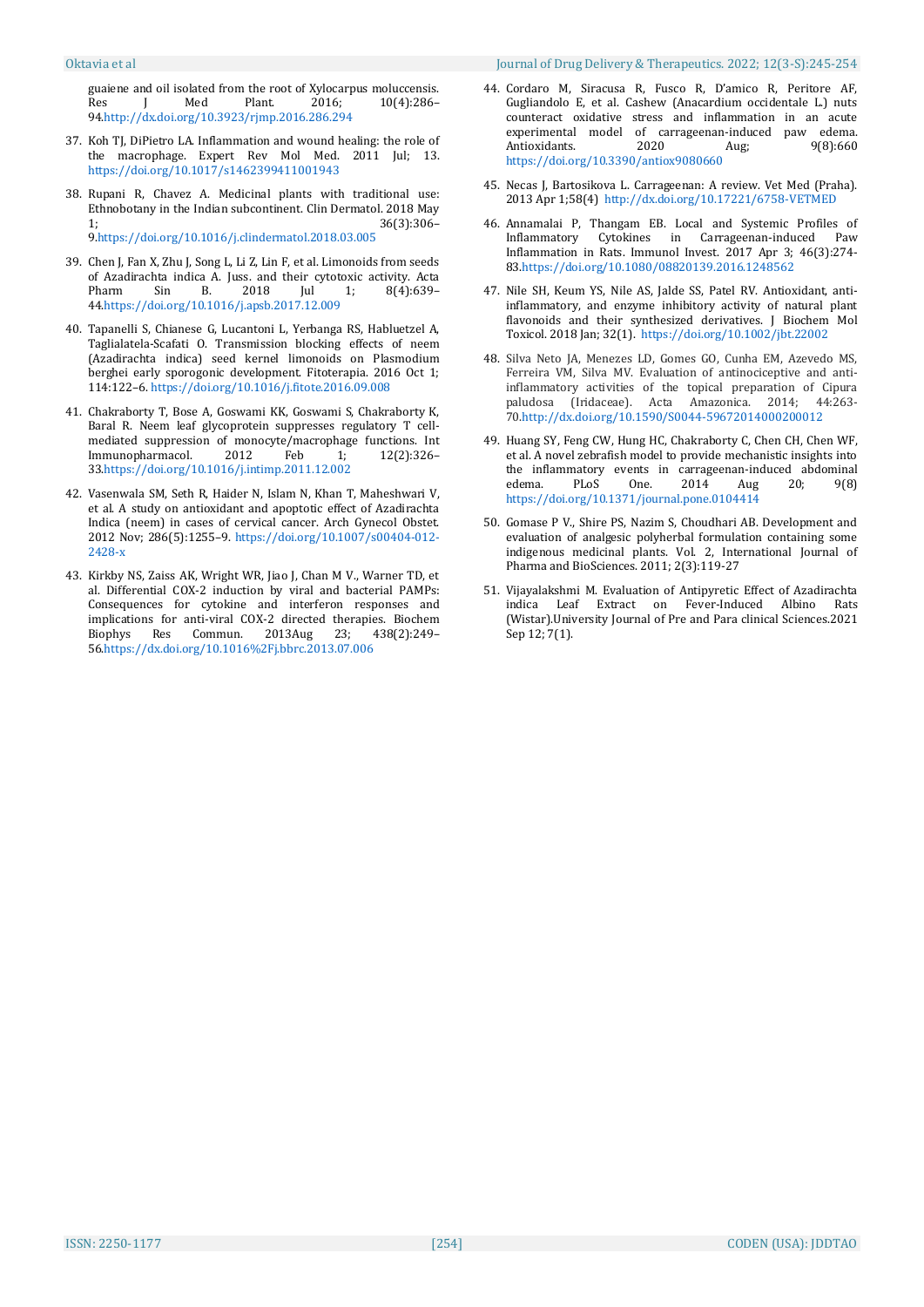guaiene and oil isolated from the root of Xylocarpus moluccensis. Res J Med Plant. 2016; 10(4):286–94.http://dx.doi.org/10.3923/rjmp.2016.286.294

37. Koh TJ, DiPietro LA. Inflammation and wound healing: the role of the macrophage. Expert Rev Mol Med. 2011 Jul; 13. https://doi.org/10.1017/s1462399411001943

38. Rupani R, Chavez A. Medicinal plants with traditional use: Ethnobotany in the Indian subcontinent. Clin Dermatol. 2018 May 1; 36(3):306–9.https://doi.org/10.1016/j.clindermatol.2018.03.005

39. Chen J, Fan X, Zhu J, Song L, Li Z, Lin F, et al. Limonoids from seeds of Azadirachta indica A. Juss. and their cytotoxic activity. Acta Pharm Sin B. 2018 Jul 1; 8(4):639–44.https://doi.org/10.1016/j.apsb.2017.12.009

40. Tapanelli S, Chianese G, Lucantoni L, Yerbanga RS, Habluetzel A, Taglialatela-Scafati O. Transmission blocking effects of neem (Azadirachta indica) seed kernel limonoids on Plasmodium berghei early sporogonic development. Fitoterapia. 2016 Oct 1; 114:122–6. https://doi.org/10.1016/j.fitote.2016.09.008

41. Chakraborty T, Bose A, Goswami KK, Goswami S, Chakraborty K, Baral R. Neem leaf glycoprotein suppresses regulatory T cell-mediated suppression of monocyte/macrophage functions. Int Immunopharmacol. 2012 Feb 1; 12(2):326–33.https://doi.org/10.1016/j.intimp.2011.12.002

42. Vasenwala SM, Seth R, Haider N, Islam N, Khan T, Maheshwari V, et al. A study on antioxidant and apoptotic effect of Azadirachta Indica (neem) in cases of cervical cancer. Arch Gynecol Obstet. 2012 Nov; 286(5):1255–9. https://doi.org/10.1007/s00404-012-2428-x

43. Kirkby NS, Zaiss AK, Wright WR, Jiao J, Chan M V., Warner TD, et al. Differential COX-2 induction by viral and bacterial PAMPs: Consequences for cytokine and interferon responses and implications for anti-viral COX-2 directed therapies. Biochem Biophys Res Commun. 2013Aug 23; 438(2):249–56.https://dx.doi.org/10.1016%2Fj.bbrc.2013.07.006

44. Cordaro M, Siracusa R, Fusco R, D'amico R, Peritore AF, Gugliandolo E, et al. Cashew (Anacardium occidentale L.) nuts counteract oxidative stress and inflammation in an acute experimental model of carrageenan-induced paw edema. Antioxidants. 2020 Aug; 9(8):660 https://doi.org/10.3390/antiox9080660

45. Necas J, Bartosikova L. Carrageenan: A review. Vet Med (Praha). 2013 Apr 1;58(4) http://dx.doi.org/10.17221/6758-VETMED

46. Annamalai P, Thangam EB. Local and Systemic Profiles of Inflammatory Cytokines in Carrageenan-induced Paw Inflammation in Rats. Immunol Invest. 2017 Apr 3; 46(3):274-83.https://doi.org/10.1080/08820139.2016.1248562

47. Nile SH, Keum YS, Nile AS, Jalde SS, Patel RV. Antioxidant, anti-inflammatory, and enzyme inhibitory activity of natural plant flavonoids and their synthesized derivatives. J Biochem Mol Toxicol. 2018 Jan; 32(1). https://doi.org/10.1002/jbt.22002

48. Silva Neto JA, Menezes LD, Gomes GO, Cunha EM, Azevedo MS, Ferreira VM, Silva MV. Evaluation of antinociceptive and anti-inflammatory activities of the topical preparation of Cipura paludosa (Iridaceae). Acta Amazonica. 2014; 44:263-70.http://dx.doi.org/10.1590/S0044-59672014000200012

49. Huang SY, Feng CW, Hung HC, Chakraborty C, Chen CH, Chen WF, et al. A novel zebrafish model to provide mechanistic insights into the inflammatory events in carrageenan-induced abdominal edema. PLoS One. 2014 Aug 20; 9(8) https://doi.org/10.1371/journal.pone.0104414

50. Gomase P V., Shire PS, Nazim S, Choudhari AB. Development and evaluation of analgesic polyherbal formulation containing some indigenous medicinal plants. Vol. 2, International Journal of Pharma and BioSciences. 2011; 2(3):119-27

51. Vijayalakshmi M. Evaluation of Antipyretic Effect of Azadirachta indica Leaf Extract on Fever-Induced Albino Rats (Wistar).University Journal of Pre and Para clinical Sciences.2021 Sep 12; 7(1).